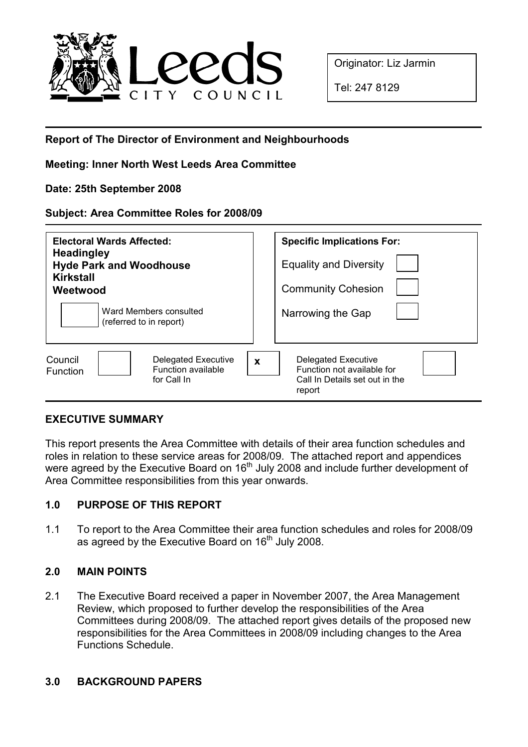Originator: Liz Jarmin

Tel: 247 8129

**Report of The Director of Environment and Neighbourhoods**

**Meeting: Inner North West Leeds Area Committee**

**Date: 25th September 2008**

**Subject: Area Committee Roles for 2008/09**

| **Electoral Wards Affected:** | **Specific Implications For:** |
|---|---|
| **Headingley** | Equality and Diversity ☐ |
| **Hyde Park and Woodhouse** | Community Cohesion ☐ |
| **Kirkstall** | Narrowing the Gap ☐ |
| **Weetwood** | |
| ☐ Ward Members consulted (referred to in report) | |

| Council Function | ☐ | Delegated Executive Function available for Call In | x | Delegated Executive Function not available for Call In Details set out in the report | ☐ |
|---|---|---|---|---|---|

## EXECUTIVE SUMMARY

This report presents the Area Committee with details of their area function schedules and roles in relation to these service areas for 2008/09. The attached report and appendices were agreed by the Executive Board on 16th July 2008 and include further development of Area Committee responsibilities from this year onwards.

### 1.0 PURPOSE OF THIS REPORT

1.1 To report to the Area Committee their area function schedules and roles for 2008/09 as agreed by the Executive Board on 16th July 2008.

### 2.0 MAIN POINTS

2.1 The Executive Board received a paper in November 2007, the Area Management Review, which proposed to further develop the responsibilities of the Area Committees during 2008/09. The attached report gives details of the proposed new responsibilities for the Area Committees in 2008/09 including changes to the Area Functions Schedule.

### 3.0 BACKGROUND PAPERS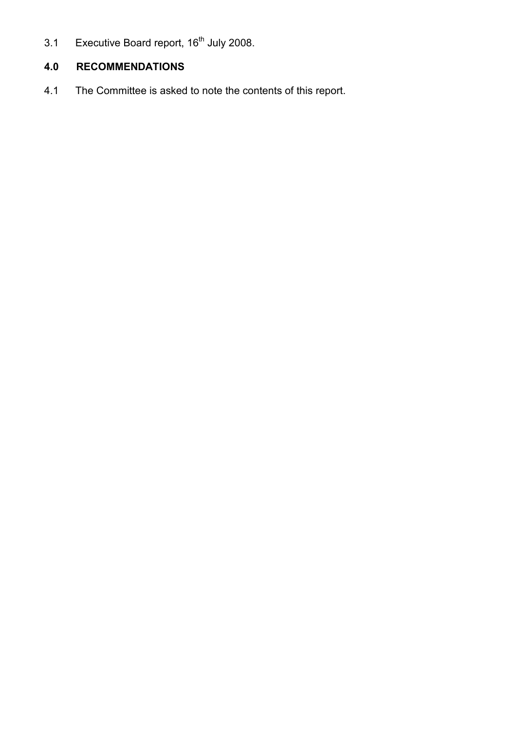3.1 Executive Board report, 16th July 2008.

## 4.0 RECOMMENDATIONS

4.1 The Committee is asked to note the contents of this report.